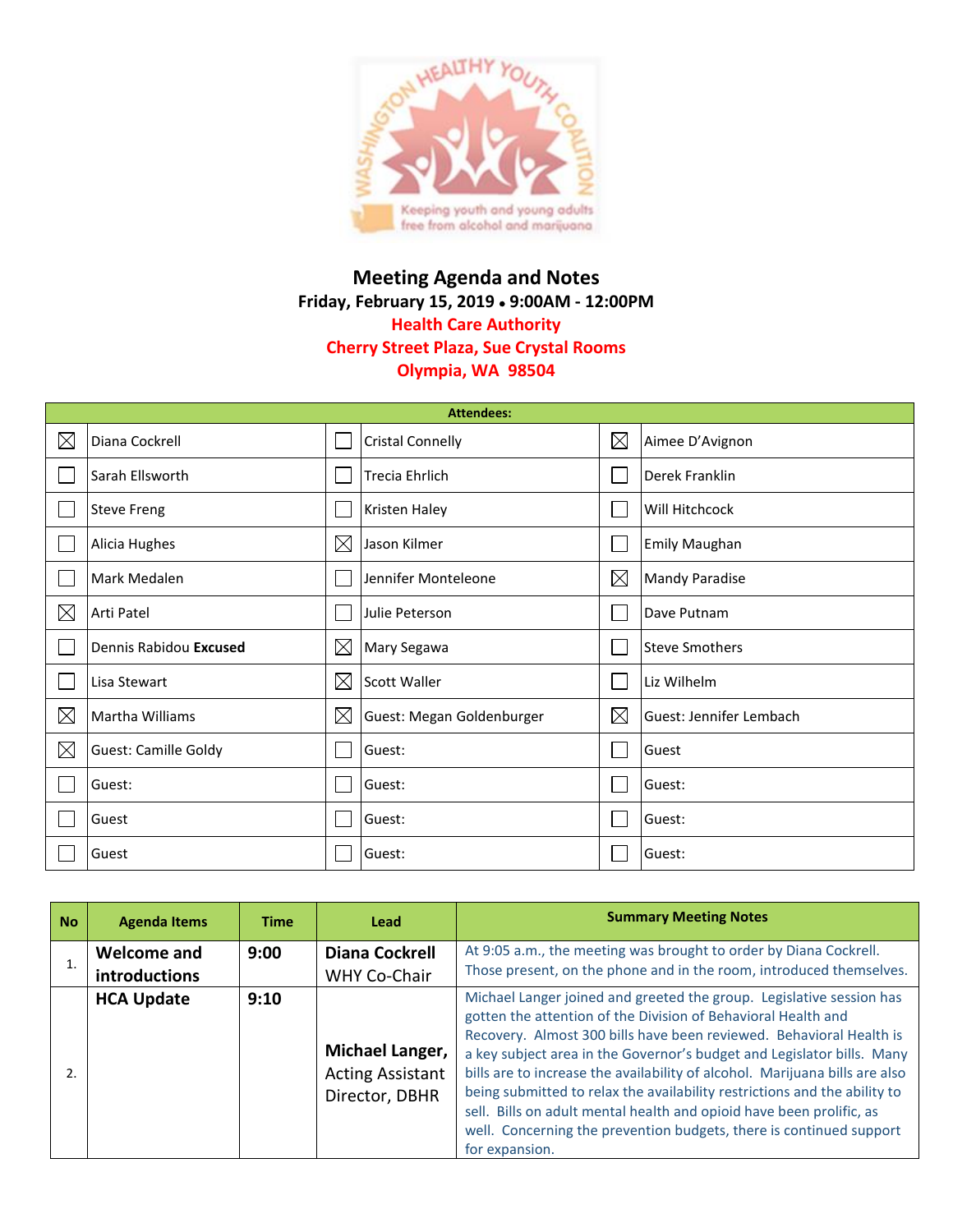# Meeting Agenda and Notes

**Friday, February 15, 2019 • 9:00AM - 12:00PM**

**Health Care Authority**

**Cherry Street Plaza, Sue Crystal Rooms**

**Olympia, WA 98504**

| Attendees: | | | | | |
|---|---|---|---|---|---|
| ☒ | Diana Cockrell | ☐ | Cristal Connelly | ☒ | Aimee D'Avignon |
| ☐ | Sarah Ellsworth | ☐ | Trecia Ehrlich | ☐ | Derek Franklin |
| ☐ | Steve Freng | ☐ | Kristen Haley | ☐ | Will Hitchcock |
| ☐ | Alicia Hughes | ☒ | Jason Kilmer | ☐ | Emily Maughan |
| ☐ | Mark Medalen | ☐ | Jennifer Monteleone | ☒ | Mandy Paradise |
| ☒ | Arti Patel | ☐ | Julie Peterson | ☐ | Dave Putnam |
| ☐ | Dennis Rabidou **Excused** | ☒ | Mary Segawa | ☐ | Steve Smothers |
| ☐ | Lisa Stewart | ☒ | Scott Waller | ☐ | Liz Wilhelm |
| ☒ | Martha Williams | ☒ | Guest: Megan Goldenburger | ☒ | Guest: Jennifer Lembach |
| ☒ | Guest: Camille Goldy | ☐ | Guest: | ☐ | Guest |
| ☐ | Guest: | ☐ | Guest: | ☐ | Guest: |
| ☐ | Guest | ☐ | Guest: | ☐ | Guest: |
| ☐ | Guest | ☐ | Guest: | ☐ | Guest: |

| No | Agenda Items | Time | Lead | Summary Meeting Notes |
|---|---|---|---|---|
| 1. | **Welcome and introductions** | **9:00** | **Diana Cockrell** WHY Co-Chair | At 9:05 a.m., the meeting was brought to order by Diana Cockrell. Those present, on the phone and in the room, introduced themselves. |
| 2. | **HCA Update** | **9:10** | **Michael Langer,** Acting Assistant Director, DBHR | Michael Langer joined and greeted the group. Legislative session has gotten the attention of the Division of Behavioral Health and Recovery. Almost 300 bills have been reviewed. Behavioral Health is a key subject area in the Governor's budget and Legislator bills. Many bills are to increase the availability of alcohol. Marijuana bills are also being submitted to relax the availability restrictions and the ability to sell. Bills on adult mental health and opioid have been prolific, as well. Concerning the prevention budgets, there is continued support for expansion. |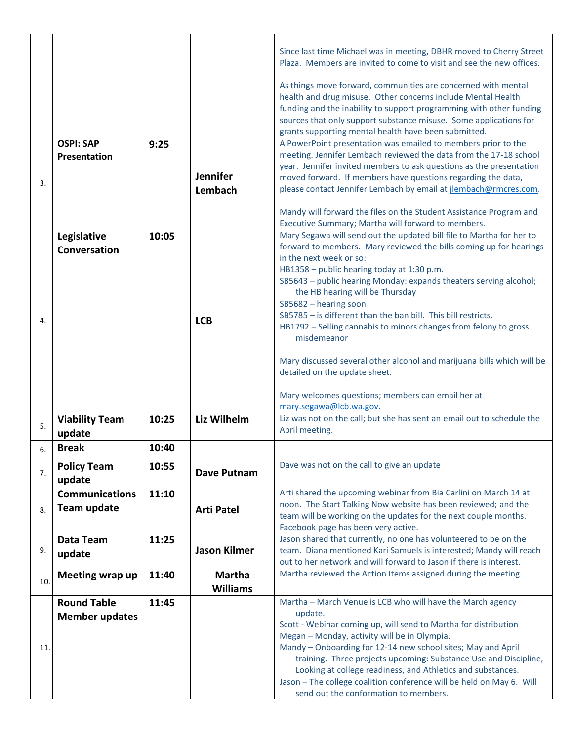| | | | | |
|---|---|---|---|---|
| | | | | Since last time Michael was in meeting, DBHR moved to Cherry Street Plaza. Members are invited to come to visit and see the new offices.<br><br>As things move forward, communities are concerned with mental health and drug misuse. Other concerns include Mental Health funding and the inability to support programming with other funding sources that only support substance misuse. Some applications for grants supporting mental health have been submitted. |
| 3. | **OSPI: SAP Presentation** | **9:25** | **Jennifer Lembach** | A PowerPoint presentation was emailed to members prior to the meeting. Jennifer Lembach reviewed the data from the 17-18 school year. Jennifer invited members to ask questions as the presentation moved forward. If members have questions regarding the data, please contact Jennifer Lembach by email at jlembach@rmcres.com.<br><br>Mandy will forward the files on the Student Assistance Program and Executive Summary; Martha will forward to members. |
| 4. | **Legislative Conversation** | **10:05** | **LCB** | Mary Segawa will send out the updated bill file to Martha for her to forward to members. Mary reviewed the bills coming up for hearings in the next week or so:<br>HB1358 – public hearing today at 1:30 p.m.<br>SB5643 – public hearing Monday: expands theaters serving alcohol; the HB hearing will be Thursday<br>SB5682 – hearing soon<br>SB5785 – is different than the ban bill. This bill restricts.<br>HB1792 – Selling cannabis to minors changes from felony to gross misdemeanor<br><br>Mary discussed several other alcohol and marijuana bills which will be detailed on the update sheet.<br><br>Mary welcomes questions; members can email her at mary.segawa@lcb.wa.gov. |
| 5. | **Viability Team update** | **10:25** | **Liz Wilhelm** | Liz was not on the call; but she has sent an email out to schedule the April meeting. |
| 6. | **Break** | **10:40** | | |
| 7. | **Policy Team update** | **10:55** | **Dave Putnam** | Dave was not on the call to give an update |
| 8. | **Communications Team update** | **11:10** | **Arti Patel** | Arti shared the upcoming webinar from Bia Carlini on March 14 at noon. The Start Talking Now website has been reviewed; and the team will be working on the updates for the next couple months. Facebook page has been very active. |
| 9. | **Data Team update** | **11:25** | **Jason Kilmer** | Jason shared that currently, no one has volunteered to be on the team. Diana mentioned Kari Samuels is interested; Mandy will reach out to her network and will forward to Jason if there is interest. |
| 10. | **Meeting wrap up** | **11:40** | **Martha Williams** | Martha reviewed the Action Items assigned during the meeting. |
| 11. | **Round Table Member updates** | **11:45** | | Martha – March Venue is LCB who will have the March agency update.<br>Scott - Webinar coming up, will send to Martha for distribution<br>Megan – Monday, activity will be in Olympia.<br>Mandy – Onboarding for 12-14 new school sites; May and April training. Three projects upcoming: Substance Use and Discipline, Looking at college readiness, and Athletics and substances.<br>Jason – The college coalition conference will be held on May 6. Will send out the conformation to members. |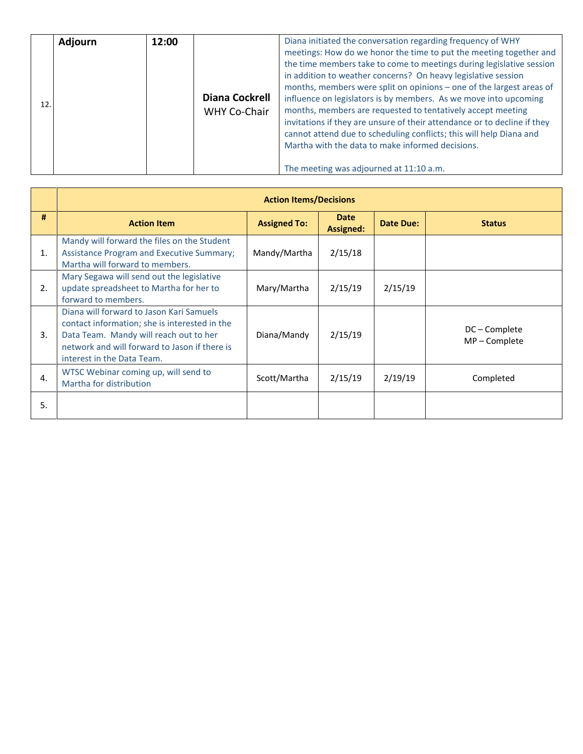| | | | | |
|---|---|---|---|---|
| 12. | **Adjourn** | **12:00** | **Diana Cockrell** WHY Co-Chair | Diana initiated the conversation regarding frequency of WHY meetings: How do we honor the time to put the meeting together and the time members take to come to meetings during legislative session in addition to weather concerns? On heavy legislative session months, members were split on opinions – one of the largest areas of influence on legislators is by members. As we move into upcoming months, members are requested to tentatively accept meeting invitations if they are unsure of their attendance or to decline if they cannot attend due to scheduling conflicts; this will help Diana and Martha with the data to make informed decisions.<br><br>The meeting was adjourned at 11:10 a.m. |

| | **Action Items/Decisions** | | | | |
|---|---|---|---|---|---|
| **#** | **Action Item** | **Assigned To:** | **Date Assigned:** | **Date Due:** | **Status** |
| 1. | Mandy will forward the files on the Student Assistance Program and Executive Summary; Martha will forward to members. | Mandy/Martha | 2/15/18 | | |
| 2. | Mary Segawa will send out the legislative update spreadsheet to Martha for her to forward to members. | Mary/Martha | 2/15/19 | 2/15/19 | |
| 3. | Diana will forward to Jason Kari Samuels contact information; she is interested in the Data Team. Mandy will reach out to her network and will forward to Jason if there is interest in the Data Team. | Diana/Mandy | 2/15/19 | | DC – Complete<br>MP – Complete |
| 4. | WTSC Webinar coming up, will send to Martha for distribution | Scott/Martha | 2/15/19 | 2/19/19 | Completed |
| 5. | | | | | |